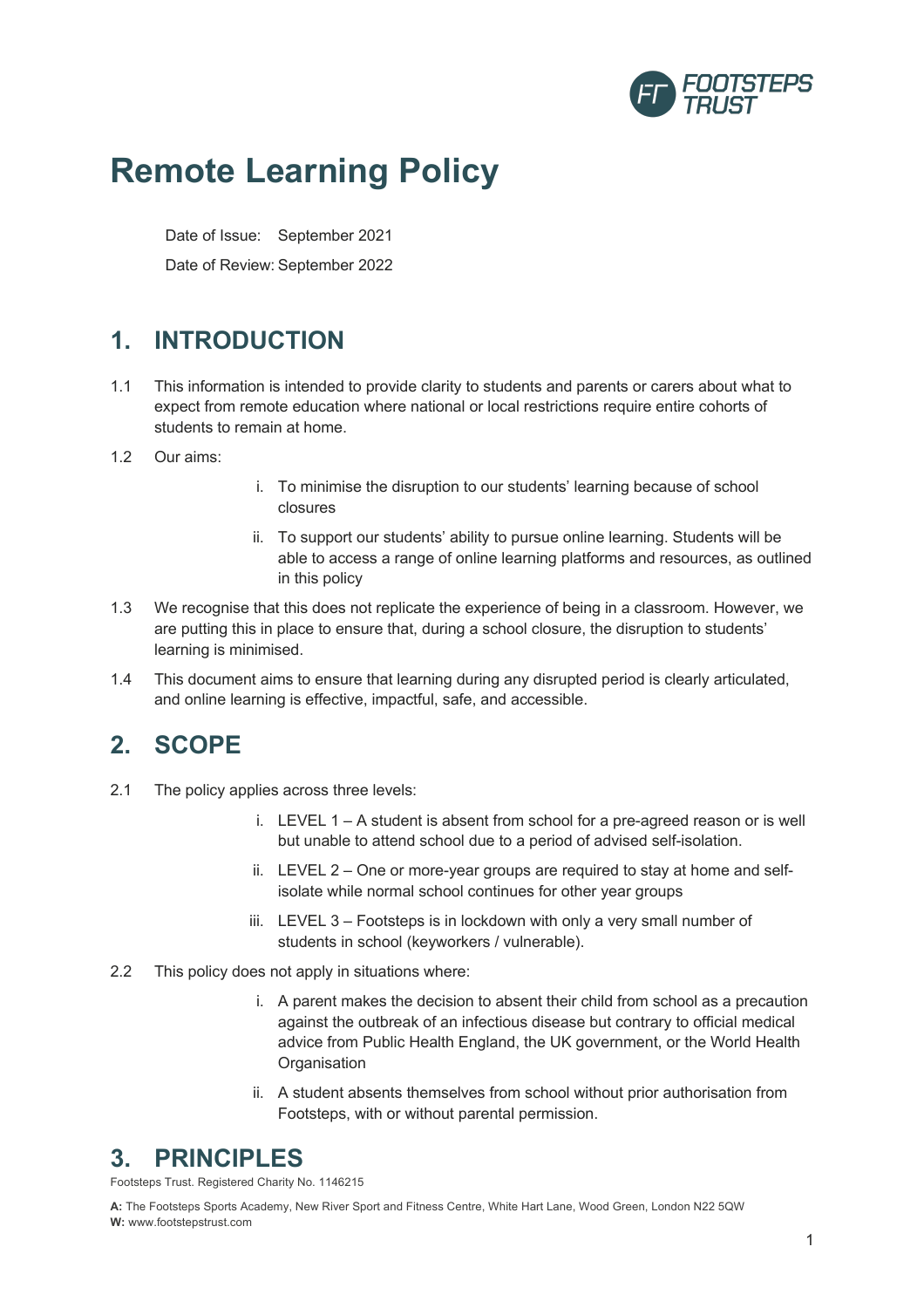# Remote Learning Policy

Date of Issue: September 2021

Date of Review: September 2022

## 1. INTRODUCTION

1.1 This information is intended to provide clarity to students and parents or carers about what to expect from remote education where national or local restrictions require entire cohorts of students to remain at home.

1.2 Our aims:

i. To minimise the disruption to our students' learning because of school closures

ii. To support our students' ability to pursue online learning. Students will be able to access a range of online learning platforms and resources, as outlined in this policy

1.3 We recognise that this does not replicate the experience of being in a classroom. However, we are putting this in place to ensure that, during a school closure, the disruption to students' learning is minimised.

1.4 This document aims to ensure that learning during any disrupted period is clearly articulated, and online learning is effective, impactful, safe, and accessible.

## 2. SCOPE

2.1 The policy applies across three levels:

i. LEVEL 1 – A student is absent from school for a pre-agreed reason or is well but unable to attend school due to a period of advised self-isolation.

ii. LEVEL 2 – One or more-year groups are required to stay at home and self-isolate while normal school continues for other year groups

iii. LEVEL 3 – Footsteps is in lockdown with only a very small number of students in school (keyworkers / vulnerable).

2.2 This policy does not apply in situations where:

i. A parent makes the decision to absent their child from school as a precaution against the outbreak of an infectious disease but contrary to official medical advice from Public Health England, the UK government, or the World Health Organisation

ii. A student absents themselves from school without prior authorisation from Footsteps, with or without parental permission.

## 3. PRINCIPLES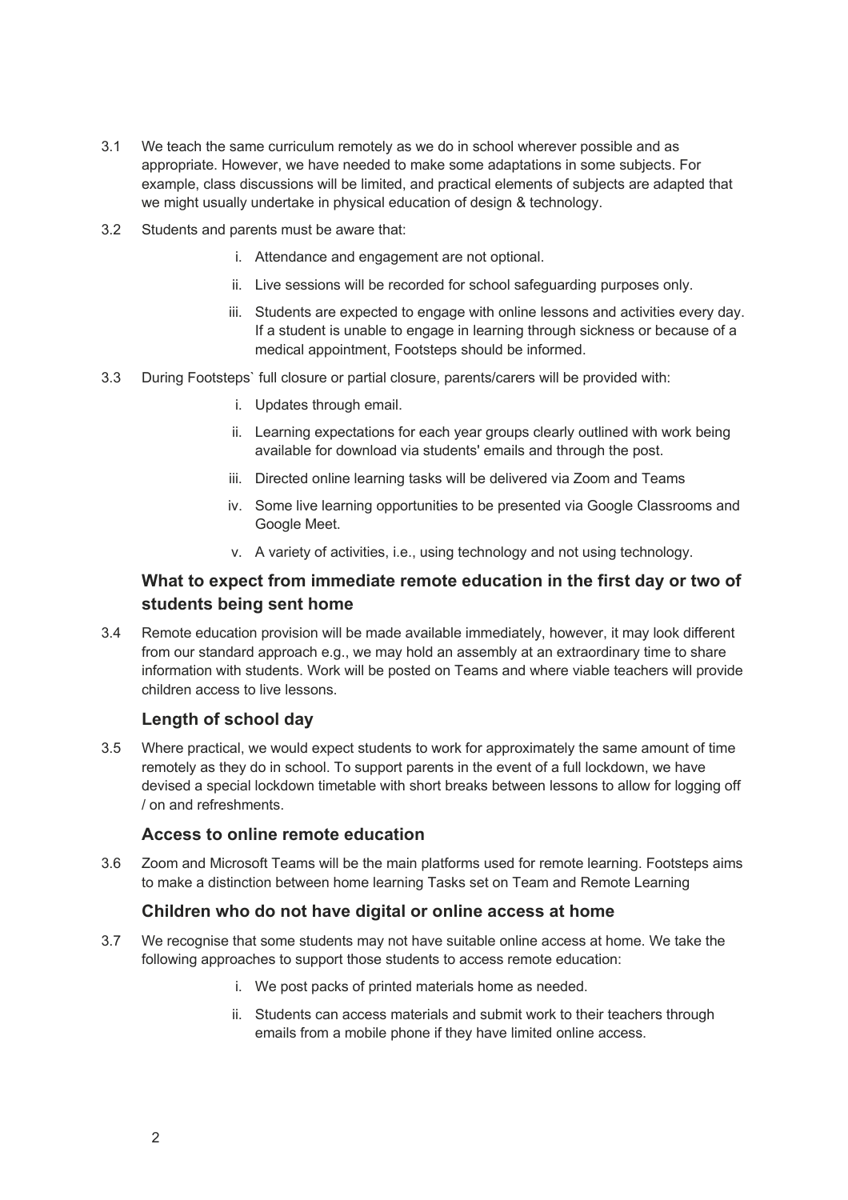3.1 We teach the same curriculum remotely as we do in school wherever possible and as appropriate. However, we have needed to make some adaptations in some subjects. For example, class discussions will be limited, and practical elements of subjects are adapted that we might usually undertake in physical education of design & technology.

3.2 Students and parents must be aware that:

i. Attendance and engagement are not optional.

ii. Live sessions will be recorded for school safeguarding purposes only.

iii. Students are expected to engage with online lessons and activities every day. If a student is unable to engage in learning through sickness or because of a medical appointment, Footsteps should be informed.

3.3 During Footsteps` full closure or partial closure, parents/carers will be provided with:

i. Updates through email.

ii. Learning expectations for each year groups clearly outlined with work being available for download via students' emails and through the post.

iii. Directed online learning tasks will be delivered via Zoom and Teams

iv. Some live learning opportunities to be presented via Google Classrooms and Google Meet.

v. A variety of activities, i.e., using technology and not using technology.

### What to expect from immediate remote education in the first day or two of students being sent home

3.4 Remote education provision will be made available immediately, however, it may look different from our standard approach e.g., we may hold an assembly at an extraordinary time to share information with students. Work will be posted on Teams and where viable teachers will provide children access to live lessons.

### Length of school day

3.5 Where practical, we would expect students to work for approximately the same amount of time remotely as they do in school. To support parents in the event of a full lockdown, we have devised a special lockdown timetable with short breaks between lessons to allow for logging off / on and refreshments.

### Access to online remote education

3.6 Zoom and Microsoft Teams will be the main platforms used for remote learning. Footsteps aims to make a distinction between home learning Tasks set on Team and Remote Learning

### Children who do not have digital or online access at home

3.7 We recognise that some students may not have suitable online access at home. We take the following approaches to support those students to access remote education:

i. We post packs of printed materials home as needed.

ii. Students can access materials and submit work to their teachers through emails from a mobile phone if they have limited online access.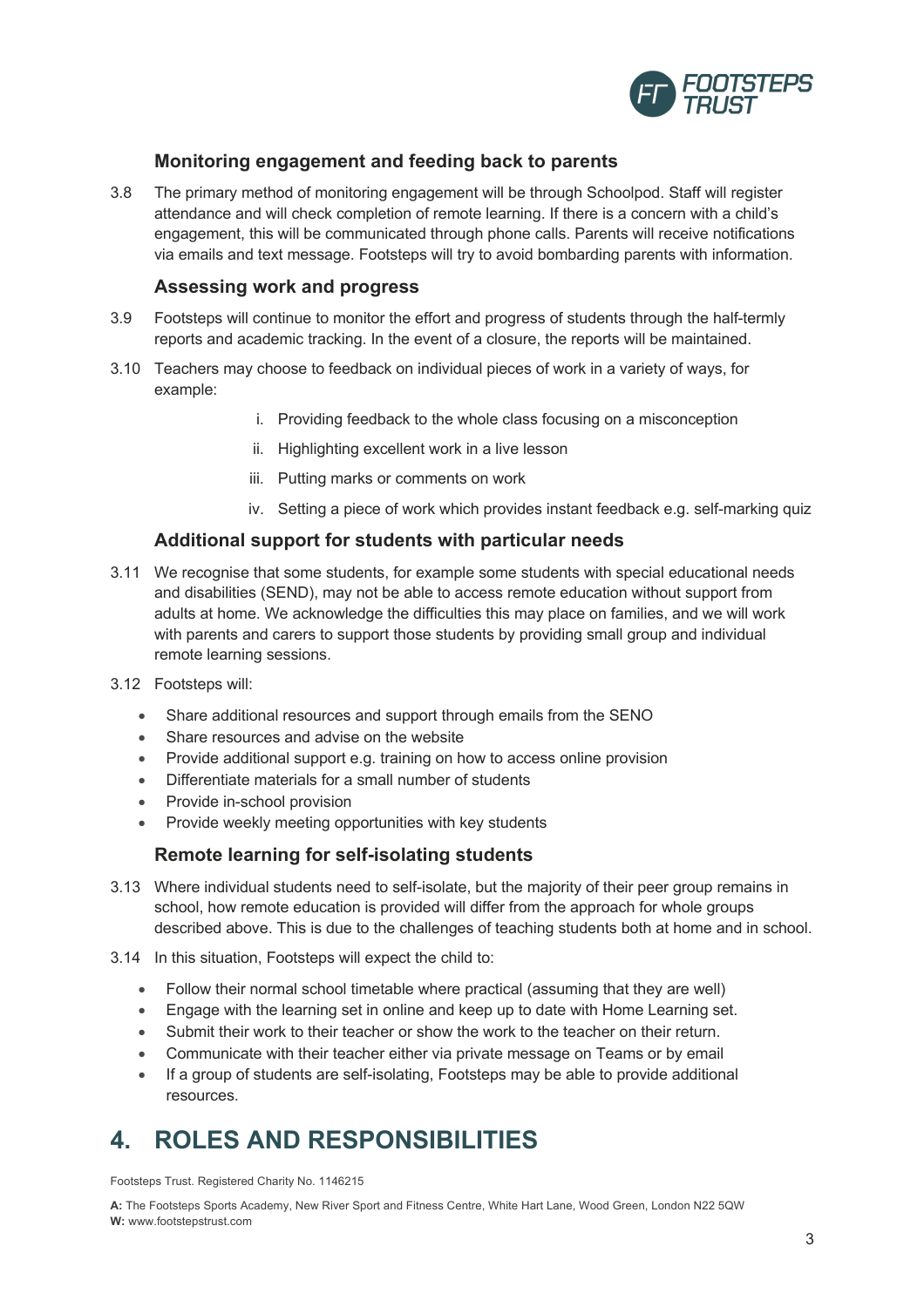### Monitoring engagement and feeding back to parents

3.8 The primary method of monitoring engagement will be through Schoolpod. Staff will register attendance and will check completion of remote learning. If there is a concern with a child's engagement, this will be communicated through phone calls. Parents will receive notifications via emails and text message. Footsteps will try to avoid bombarding parents with information.

### Assessing work and progress

3.9 Footsteps will continue to monitor the effort and progress of students through the half-termly reports and academic tracking. In the event of a closure, the reports will be maintained.

3.10 Teachers may choose to feedback on individual pieces of work in a variety of ways, for example:

i. Providing feedback to the whole class focusing on a misconception
ii. Highlighting excellent work in a live lesson
iii. Putting marks or comments on work
iv. Setting a piece of work which provides instant feedback e.g. self-marking quiz

### Additional support for students with particular needs

3.11 We recognise that some students, for example some students with special educational needs and disabilities (SEND), may not be able to access remote education without support from adults at home. We acknowledge the difficulties this may place on families, and we will work with parents and carers to support those students by providing small group and individual remote learning sessions.

3.12 Footsteps will:

- Share additional resources and support through emails from the SENO
- Share resources and advise on the website
- Provide additional support e.g. training on how to access online provision
- Differentiate materials for a small number of students
- Provide in-school provision
- Provide weekly meeting opportunities with key students

### Remote learning for self-isolating students

3.13 Where individual students need to self-isolate, but the majority of their peer group remains in school, how remote education is provided will differ from the approach for whole groups described above. This is due to the challenges of teaching students both at home and in school.

3.14 In this situation, Footsteps will expect the child to:

- Follow their normal school timetable where practical (assuming that they are well)
- Engage with the learning set in online and keep up to date with Home Learning set.
- Submit their work to their teacher or show the work to the teacher on their return.
- Communicate with their teacher either via private message on Teams or by email
- If a group of students are self-isolating, Footsteps may be able to provide additional resources.

## 4. ROLES AND RESPONSIBILITIES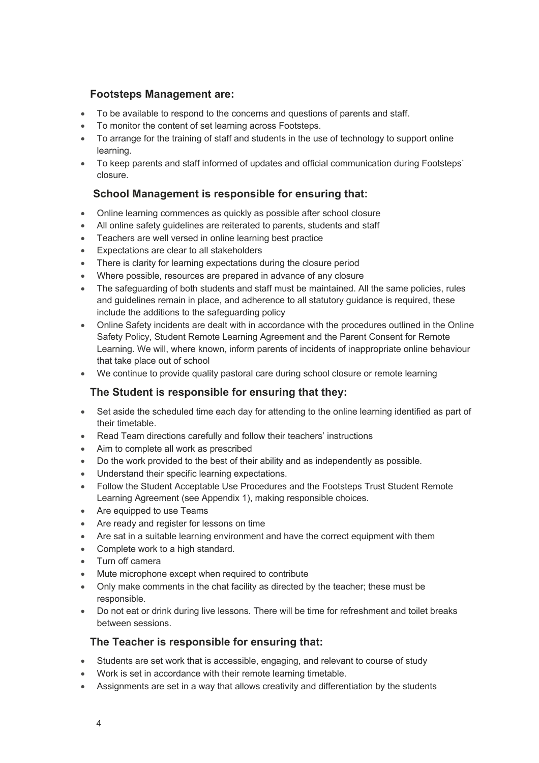### Footsteps Management are:

- To be available to respond to the concerns and questions of parents and staff.
- To monitor the content of set learning across Footsteps.
- To arrange for the training of staff and students in the use of technology to support online learning.
- To keep parents and staff informed of updates and official communication during Footsteps` closure.

### School Management is responsible for ensuring that:

- Online learning commences as quickly as possible after school closure
- All online safety guidelines are reiterated to parents, students and staff
- Teachers are well versed in online learning best practice
- Expectations are clear to all stakeholders
- There is clarity for learning expectations during the closure period
- Where possible, resources are prepared in advance of any closure
- The safeguarding of both students and staff must be maintained. All the same policies, rules and guidelines remain in place, and adherence to all statutory guidance is required, these include the additions to the safeguarding policy
- Online Safety incidents are dealt with in accordance with the procedures outlined in the Online Safety Policy, Student Remote Learning Agreement and the Parent Consent for Remote Learning. We will, where known, inform parents of incidents of inappropriate online behaviour that take place out of school
- We continue to provide quality pastoral care during school closure or remote learning

### The Student is responsible for ensuring that they:

- Set aside the scheduled time each day for attending to the online learning identified as part of their timetable.
- Read Team directions carefully and follow their teachers' instructions
- Aim to complete all work as prescribed
- Do the work provided to the best of their ability and as independently as possible.
- Understand their specific learning expectations.
- Follow the Student Acceptable Use Procedures and the Footsteps Trust Student Remote Learning Agreement (see Appendix 1), making responsible choices.
- Are equipped to use Teams
- Are ready and register for lessons on time
- Are sat in a suitable learning environment and have the correct equipment with them
- Complete work to a high standard.
- Turn off camera
- Mute microphone except when required to contribute
- Only make comments in the chat facility as directed by the teacher; these must be responsible.
- Do not eat or drink during live lessons. There will be time for refreshment and toilet breaks between sessions.

### The Teacher is responsible for ensuring that:

- Students are set work that is accessible, engaging, and relevant to course of study
- Work is set in accordance with their remote learning timetable.
- Assignments are set in a way that allows creativity and differentiation by the students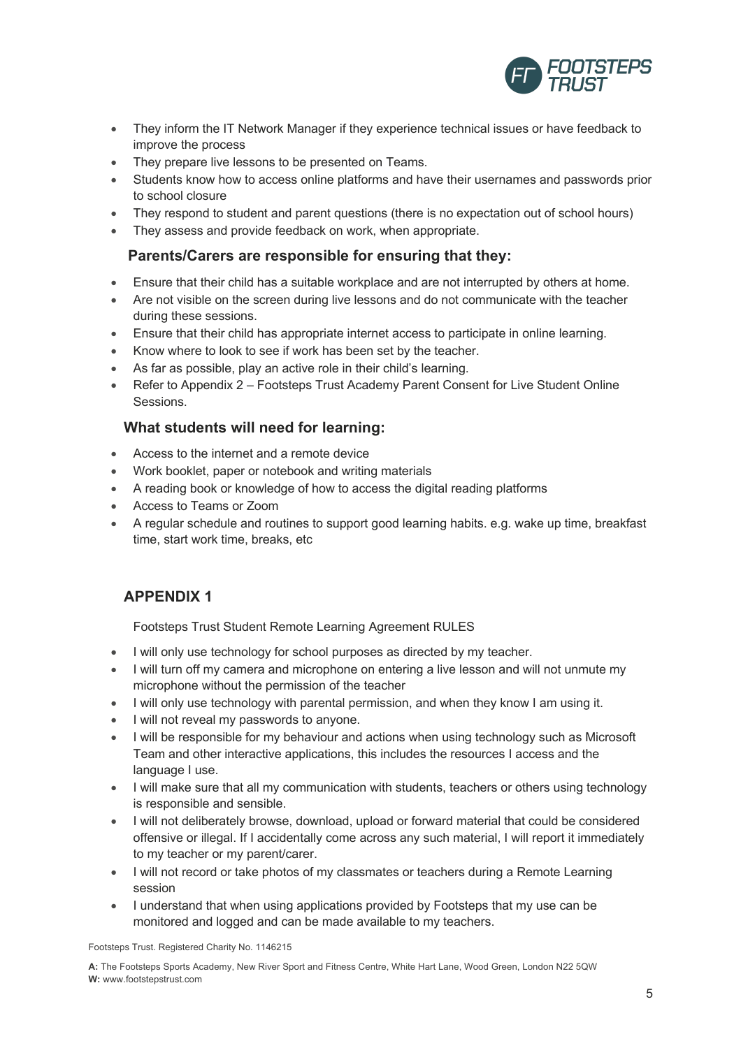- They inform the IT Network Manager if they experience technical issues or have feedback to improve the process
- They prepare live lessons to be presented on Teams.
- Students know how to access online platforms and have their usernames and passwords prior to school closure
- They respond to student and parent questions (there is no expectation out of school hours)
- They assess and provide feedback on work, when appropriate.

### Parents/Carers are responsible for ensuring that they:

- Ensure that their child has a suitable workplace and are not interrupted by others at home.
- Are not visible on the screen during live lessons and do not communicate with the teacher during these sessions.
- Ensure that their child has appropriate internet access to participate in online learning.
- Know where to look to see if work has been set by the teacher.
- As far as possible, play an active role in their child's learning.
- Refer to Appendix 2 – Footsteps Trust Academy Parent Consent for Live Student Online Sessions.

### What students will need for learning:

- Access to the internet and a remote device
- Work booklet, paper or notebook and writing materials
- A reading book or knowledge of how to access the digital reading platforms
- Access to Teams or Zoom
- A regular schedule and routines to support good learning habits. e.g. wake up time, breakfast time, start work time, breaks, etc

## APPENDIX 1

Footsteps Trust Student Remote Learning Agreement RULES

- I will only use technology for school purposes as directed by my teacher.
- I will turn off my camera and microphone on entering a live lesson and will not unmute my microphone without the permission of the teacher
- I will only use technology with parental permission, and when they know I am using it.
- I will not reveal my passwords to anyone.
- I will be responsible for my behaviour and actions when using technology such as Microsoft Team and other interactive applications, this includes the resources I access and the language I use.
- I will make sure that all my communication with students, teachers or others using technology is responsible and sensible.
- I will not deliberately browse, download, upload or forward material that could be considered offensive or illegal. If I accidentally come across any such material, I will report it immediately to my teacher or my parent/carer.
- I will not record or take photos of my classmates or teachers during a Remote Learning session
- I understand that when using applications provided by Footsteps that my use can be monitored and logged and can be made available to my teachers.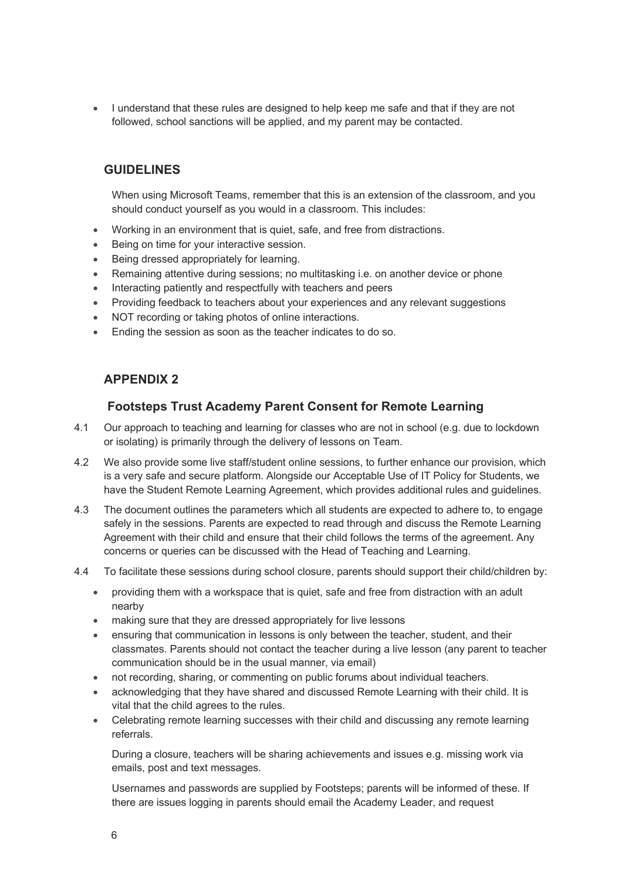- I understand that these rules are designed to help keep me safe and that if they are not followed, school sanctions will be applied, and my parent may be contacted.

## GUIDELINES

When using Microsoft Teams, remember that this is an extension of the classroom, and you should conduct yourself as you would in a classroom. This includes:

- Working in an environment that is quiet, safe, and free from distractions.
- Being on time for your interactive session.
- Being dressed appropriately for learning.
- Remaining attentive during sessions; no multitasking i.e. on another device or phone
- Interacting patiently and respectfully with teachers and peers
- Providing feedback to teachers about your experiences and any relevant suggestions
- NOT recording or taking photos of online interactions.
- Ending the session as soon as the teacher indicates to do so.

## APPENDIX 2

### Footsteps Trust Academy Parent Consent for Remote Learning

4.1 Our approach to teaching and learning for classes who are not in school (e.g. due to lockdown or isolating) is primarily through the delivery of lessons on Team.

4.2 We also provide some live staff/student online sessions, to further enhance our provision, which is a very safe and secure platform. Alongside our Acceptable Use of IT Policy for Students, we have the Student Remote Learning Agreement, which provides additional rules and guidelines.

4.3 The document outlines the parameters which all students are expected to adhere to, to engage safely in the sessions. Parents are expected to read through and discuss the Remote Learning Agreement with their child and ensure that their child follows the terms of the agreement. Any concerns or queries can be discussed with the Head of Teaching and Learning.

4.4 To facilitate these sessions during school closure, parents should support their child/children by:

- providing them with a workspace that is quiet, safe and free from distraction with an adult nearby
- making sure that they are dressed appropriately for live lessons
- ensuring that communication in lessons is only between the teacher, student, and their classmates. Parents should not contact the teacher during a live lesson (any parent to teacher communication should be in the usual manner, via email)
- not recording, sharing, or commenting on public forums about individual teachers.
- acknowledging that they have shared and discussed Remote Learning with their child. It is vital that the child agrees to the rules.
- Celebrating remote learning successes with their child and discussing any remote learning referrals.

During a closure, teachers will be sharing achievements and issues e.g. missing work via emails, post and text messages.

Usernames and passwords are supplied by Footsteps; parents will be informed of these. If there are issues logging in parents should email the Academy Leader, and request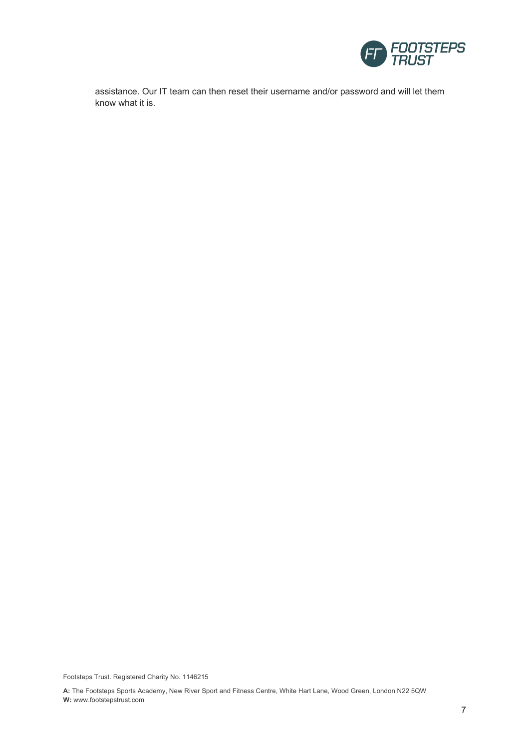assistance. Our IT team can then reset their username and/or password and will let them know what it is.